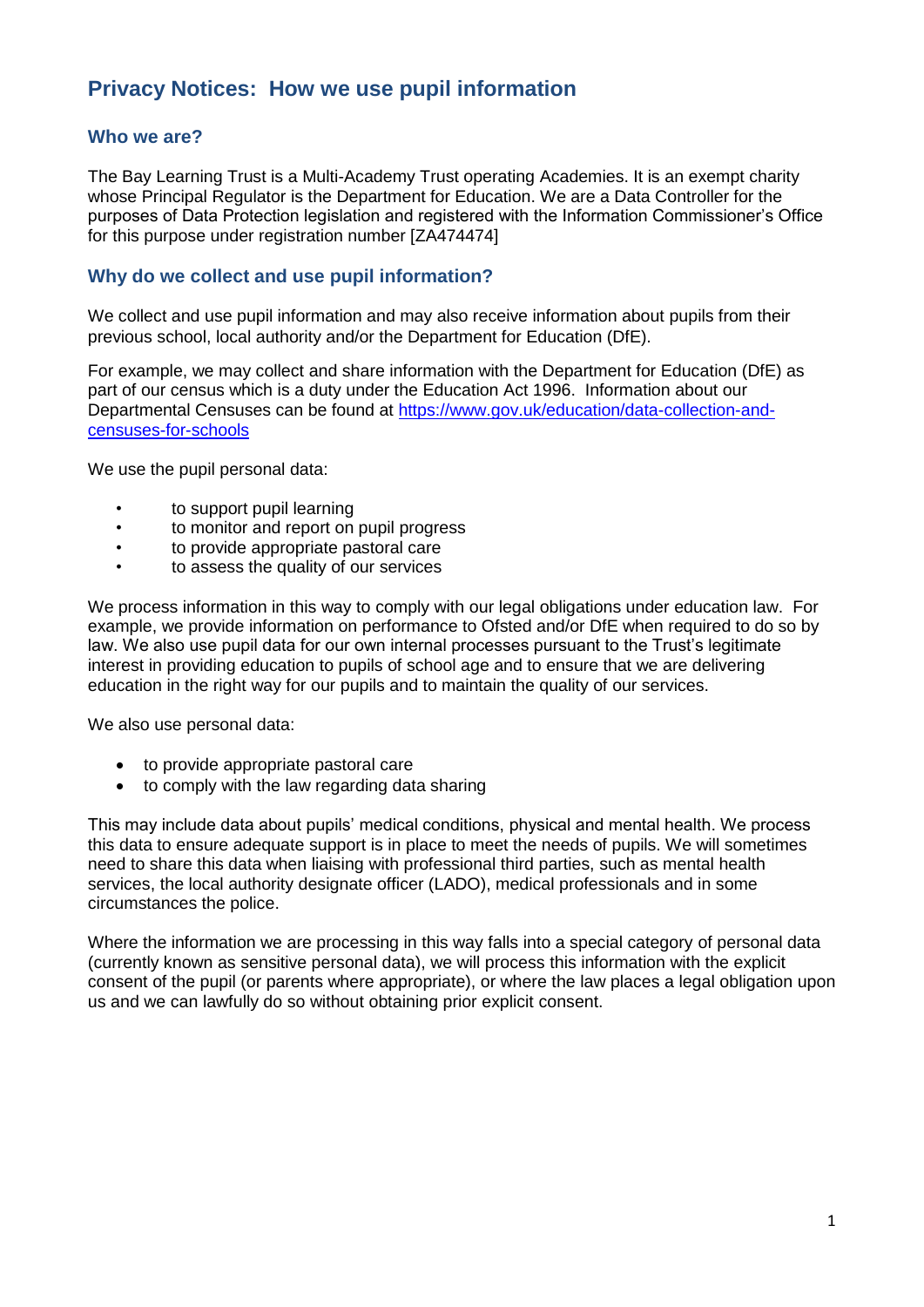# Privacy Notices: How we use pupil information

## Who we are?

The Bay Learning Trust is a Multi-Academy Trust operating Academies. It is an exempt charity whose Principal Regulator is the Department for Education. We are a Data Controller for the purposes of Data Protection legislation and registered with the Information Commissioner's Office for this purpose under registration number [ZA474474]

## Why do we collect and use pupil information?

We collect and use pupil information and may also receive information about pupils from their previous school, local authority and/or the Department for Education (DfE).

For example, we may collect and share information with the Department for Education (DfE) as part of our census which is a duty under the Education Act 1996. Information about our Departmental Censuses can be found at [https://www.gov.uk/education/data-collection-and-censuses-for-schools](https://www.gov.uk/education/data-collection-and-censuses-for-schools)

We use the pupil personal data:

- to support pupil learning
- to monitor and report on pupil progress
- to provide appropriate pastoral care
- to assess the quality of our services

We process information in this way to comply with our legal obligations under education law. For example, we provide information on performance to Ofsted and/or DfE when required to do so by law. We also use pupil data for our own internal processes pursuant to the Trust's legitimate interest in providing education to pupils of school age and to ensure that we are delivering education in the right way for our pupils and to maintain the quality of our services.

We also use personal data:

- to provide appropriate pastoral care
- to comply with the law regarding data sharing

This may include data about pupils' medical conditions, physical and mental health. We process this data to ensure adequate support is in place to meet the needs of pupils. We will sometimes need to share this data when liaising with professional third parties, such as mental health services, the local authority designate officer (LADO), medical professionals and in some circumstances the police.

Where the information we are processing in this way falls into a special category of personal data (currently known as sensitive personal data), we will process this information with the explicit consent of the pupil (or parents where appropriate), or where the law places a legal obligation upon us and we can lawfully do so without obtaining prior explicit consent.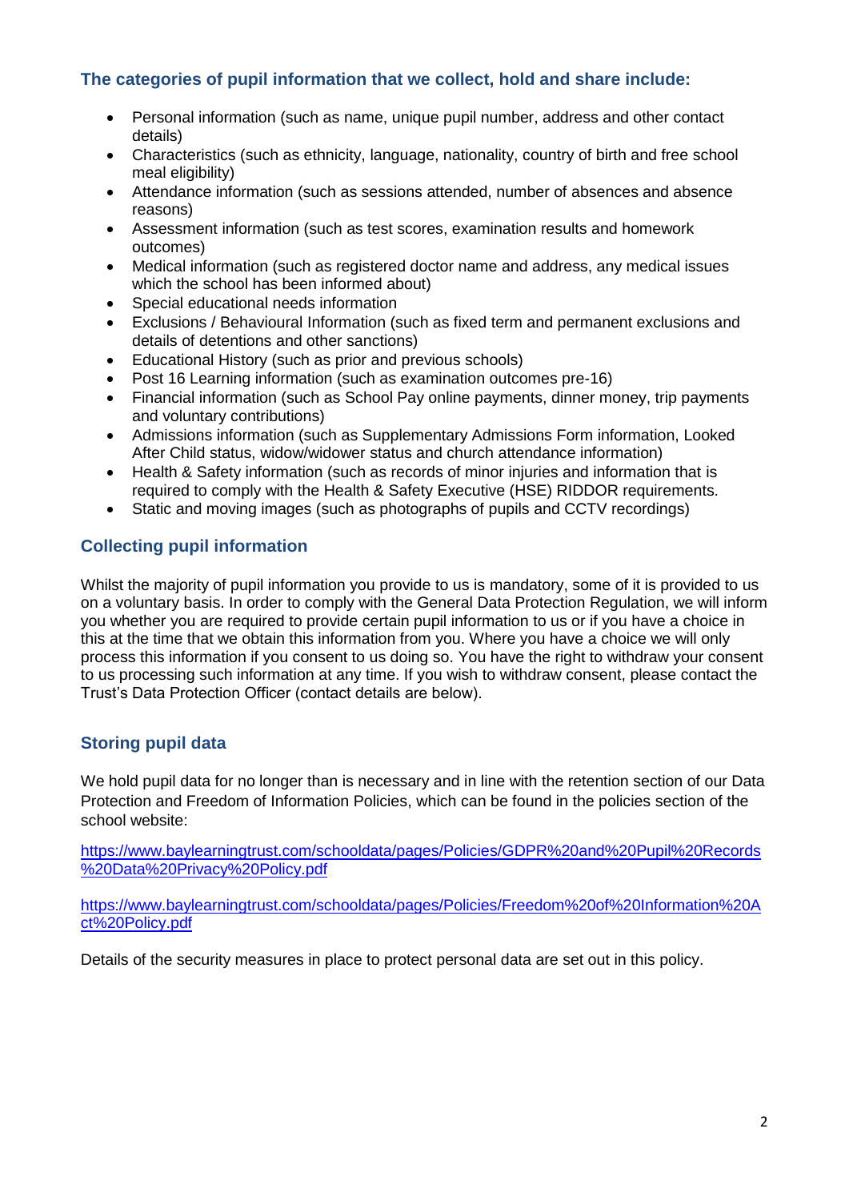### The categories of pupil information that we collect, hold and share include:

- Personal information (such as name, unique pupil number, address and other contact details)
- Characteristics (such as ethnicity, language, nationality, country of birth and free school meal eligibility)
- Attendance information (such as sessions attended, number of absences and absence reasons)
- Assessment information (such as test scores, examination results and homework outcomes)
- Medical information (such as registered doctor name and address, any medical issues which the school has been informed about)
- Special educational needs information
- Exclusions / Behavioural Information (such as fixed term and permanent exclusions and details of detentions and other sanctions)
- Educational History (such as prior and previous schools)
- Post 16 Learning information (such as examination outcomes pre-16)
- Financial information (such as School Pay online payments, dinner money, trip payments and voluntary contributions)
- Admissions information (such as Supplementary Admissions Form information, Looked After Child status, widow/widower status and church attendance information)
- Health & Safety information (such as records of minor injuries and information that is required to comply with the Health & Safety Executive (HSE) RIDDOR requirements.
- Static and moving images (such as photographs of pupils and CCTV recordings)

### Collecting pupil information

Whilst the majority of pupil information you provide to us is mandatory, some of it is provided to us on a voluntary basis. In order to comply with the General Data Protection Regulation, we will inform you whether you are required to provide certain pupil information to us or if you have a choice in this at the time that we obtain this information from you. Where you have a choice we will only process this information if you consent to us doing so. You have the right to withdraw your consent to us processing such information at any time. If you wish to withdraw consent, please contact the Trust's Data Protection Officer (contact details are below).

### Storing pupil data

We hold pupil data for no longer than is necessary and in line with the retention section of our Data Protection and Freedom of Information Policies, which can be found in the policies section of the school website:

https://www.baylearningtrust.com/schooldata/pages/Policies/GDPR%20and%20Pupil%20Records%20Data%20Privacy%20Policy.pdf

https://www.baylearningtrust.com/schooldata/pages/Policies/Freedom%20of%20Information%20Act%20Policy.pdf

Details of the security measures in place to protect personal data are set out in this policy.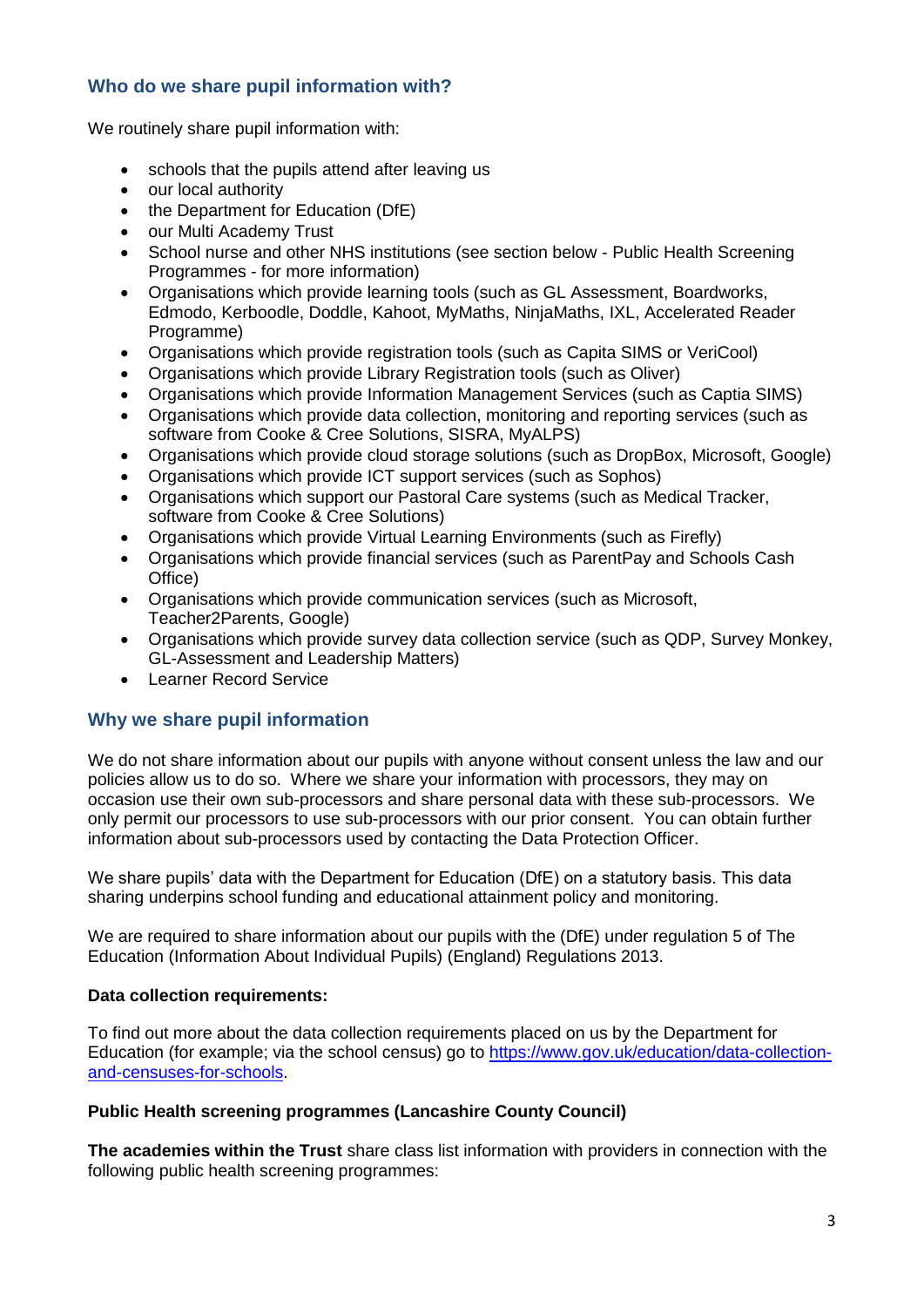## Who do we share pupil information with?

We routinely share pupil information with:

- schools that the pupils attend after leaving us
- our local authority
- the Department for Education (DfE)
- our Multi Academy Trust
- School nurse and other NHS institutions (see section below - Public Health Screening Programmes - for more information)
- Organisations which provide learning tools (such as GL Assessment, Boardworks, Edmodo, Kerboodle, Doddle, Kahoot, MyMaths, NinjaMaths, IXL, Accelerated Reader Programme)
- Organisations which provide registration tools (such as Capita SIMS or VeriCool)
- Organisations which provide Library Registration tools (such as Oliver)
- Organisations which provide Information Management Services (such as Captia SIMS)
- Organisations which provide data collection, monitoring and reporting services (such as software from Cooke & Cree Solutions, SISRA, MyALPS)
- Organisations which provide cloud storage solutions (such as DropBox, Microsoft, Google)
- Organisations which provide ICT support services (such as Sophos)
- Organisations which support our Pastoral Care systems (such as Medical Tracker, software from Cooke & Cree Solutions)
- Organisations which provide Virtual Learning Environments (such as Firefly)
- Organisations which provide financial services (such as ParentPay and Schools Cash Office)
- Organisations which provide communication services (such as Microsoft, Teacher2Parents, Google)
- Organisations which provide survey data collection service (such as QDP, Survey Monkey, GL-Assessment and Leadership Matters)
- Learner Record Service

## Why we share pupil information

We do not share information about our pupils with anyone without consent unless the law and our policies allow us to do so. Where we share your information with processors, they may on occasion use their own sub-processors and share personal data with these sub-processors. We only permit our processors to use sub-processors with our prior consent. You can obtain further information about sub-processors used by contacting the Data Protection Officer.

We share pupils' data with the Department for Education (DfE) on a statutory basis. This data sharing underpins school funding and educational attainment policy and monitoring.

We are required to share information about our pupils with the (DfE) under regulation 5 of The Education (Information About Individual Pupils) (England) Regulations 2013.

**Data collection requirements:**

To find out more about the data collection requirements placed on us by the Department for Education (for example; via the school census) go to https://www.gov.uk/education/data-collection-and-censuses-for-schools.

**Public Health screening programmes (Lancashire County Council)**

**The academies within the Trust** share class list information with providers in connection with the following public health screening programmes: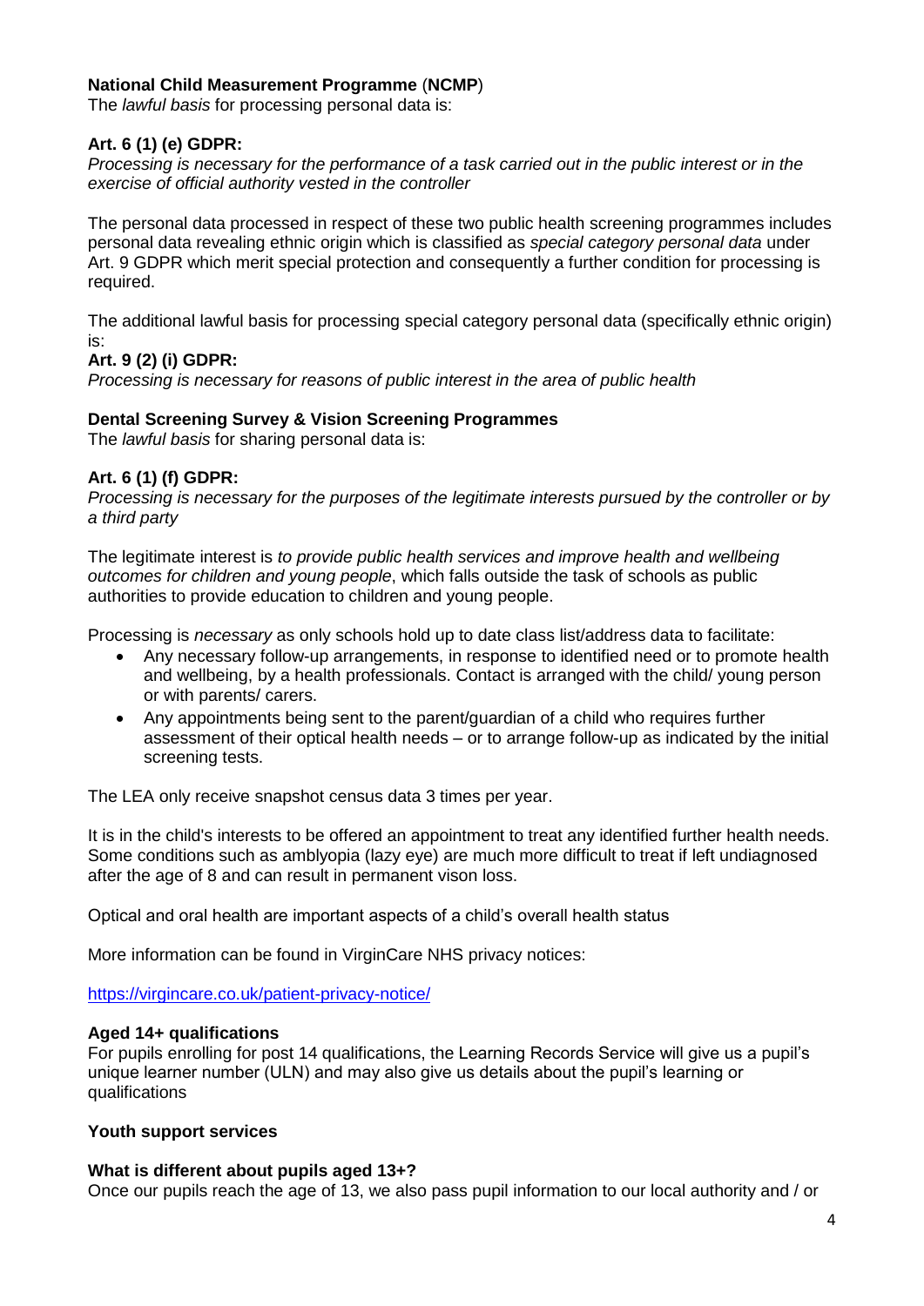**National Child Measurement Programme** (**NCMP**)
The *lawful basis* for processing personal data is:

**Art. 6 (1) (e) GDPR:**
*Processing is necessary for the performance of a task carried out in the public interest or in the exercise of official authority vested in the controller*

The personal data processed in respect of these two public health screening programmes includes personal data revealing ethnic origin which is classified as *special category personal data* under Art. 9 GDPR which merit special protection and consequently a further condition for processing is required.

The additional lawful basis for processing special category personal data (specifically ethnic origin) is:
**Art. 9 (2) (i) GDPR:**
*Processing is necessary for reasons of public interest in the area of public health*

**Dental Screening Survey & Vision Screening Programmes**
The *lawful basis* for sharing personal data is:

**Art. 6 (1) (f) GDPR:**
*Processing is necessary for the purposes of the legitimate interests pursued by the controller or by a third party*

The legitimate interest is *to provide public health services and improve health and wellbeing outcomes for children and young people*, which falls outside the task of schools as public authorities to provide education to children and young people.

Processing is *necessary* as only schools hold up to date class list/address data to facilitate:

- Any necessary follow-up arrangements, in response to identified need or to promote health and wellbeing, by a health professionals. Contact is arranged with the child/ young person or with parents/ carers.
- Any appointments being sent to the parent/guardian of a child who requires further assessment of their optical health needs – or to arrange follow-up as indicated by the initial screening tests.

The LEA only receive snapshot census data 3 times per year.

It is in the child's interests to be offered an appointment to treat any identified further health needs. Some conditions such as amblyopia (lazy eye) are much more difficult to treat if left undiagnosed after the age of 8 and can result in permanent vison loss.

Optical and oral health are important aspects of a child's overall health status

More information can be found in VirginCare NHS privacy notices:

https://virgincare.co.uk/patient-privacy-notice/

**Aged 14+ qualifications**
For pupils enrolling for post 14 qualifications, the Learning Records Service will give us a pupil's unique learner number (ULN) and may also give us details about the pupil's learning or qualifications

**Youth support services**

**What is different about pupils aged 13+?**
Once our pupils reach the age of 13, we also pass pupil information to our local authority and / or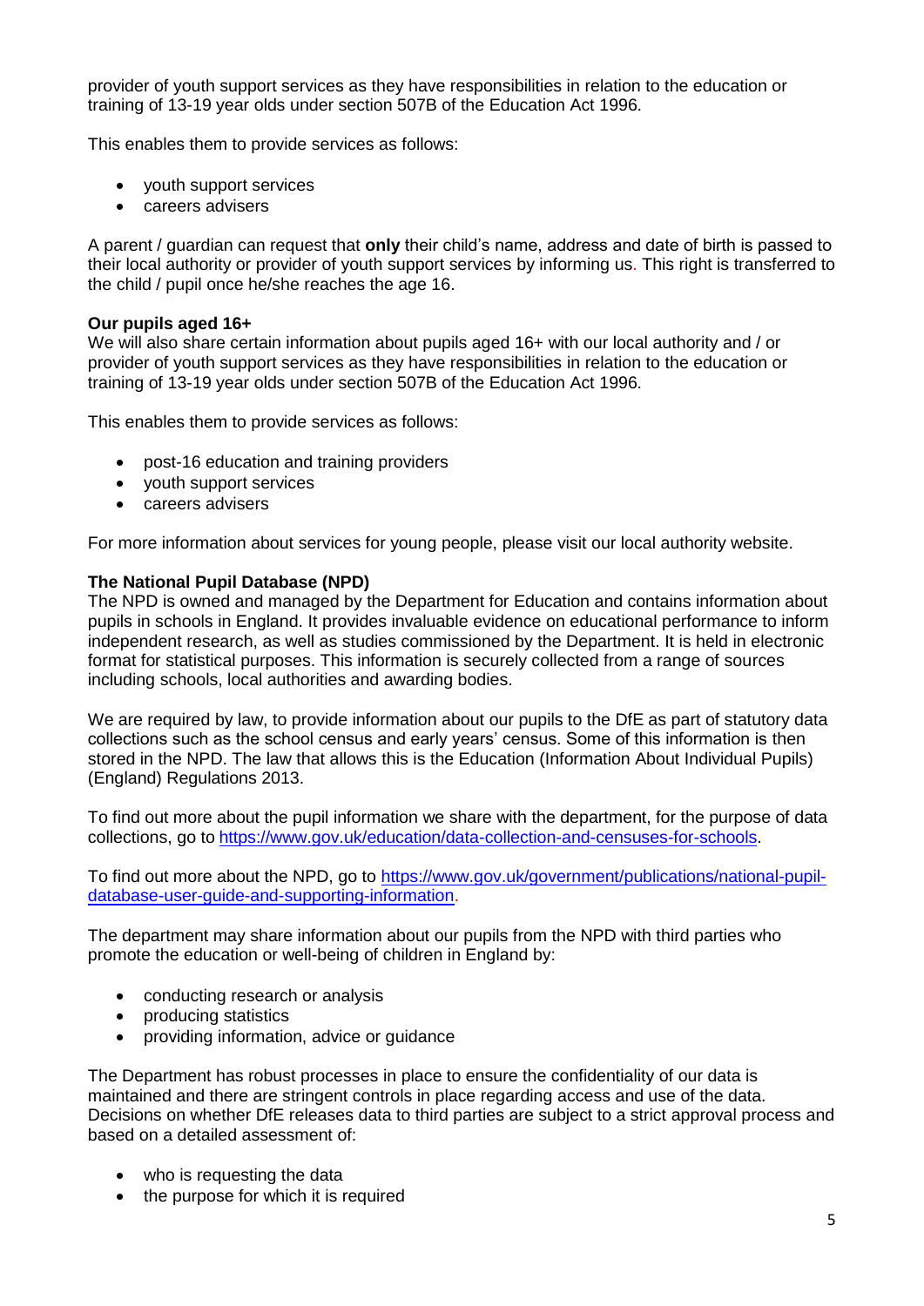provider of youth support services as they have responsibilities in relation to the education or training of 13-19 year olds under section 507B of the Education Act 1996.

This enables them to provide services as follows:

- youth support services
- careers advisers

A parent / guardian can request that **only** their child's name, address and date of birth is passed to their local authority or provider of youth support services by informing us. This right is transferred to the child / pupil once he/she reaches the age 16.

**Our pupils aged 16+**

We will also share certain information about pupils aged 16+ with our local authority and / or provider of youth support services as they have responsibilities in relation to the education or training of 13-19 year olds under section 507B of the Education Act 1996.

This enables them to provide services as follows:

- post-16 education and training providers
- youth support services
- careers advisers

For more information about services for young people, please visit our local authority website.

**The National Pupil Database (NPD)**

The NPD is owned and managed by the Department for Education and contains information about pupils in schools in England. It provides invaluable evidence on educational performance to inform independent research, as well as studies commissioned by the Department. It is held in electronic format for statistical purposes. This information is securely collected from a range of sources including schools, local authorities and awarding bodies.

We are required by law, to provide information about our pupils to the DfE as part of statutory data collections such as the school census and early years' census. Some of this information is then stored in the NPD. The law that allows this is the Education (Information About Individual Pupils) (England) Regulations 2013.

To find out more about the pupil information we share with the department, for the purpose of data collections, go to [https://www.gov.uk/education/data-collection-and-censuses-for-schools](https://www.gov.uk/education/data-collection-and-censuses-for-schools).

To find out more about the NPD, go to [https://www.gov.uk/government/publications/national-pupil-database-user-guide-and-supporting-information](https://www.gov.uk/government/publications/national-pupil-database-user-guide-and-supporting-information).

The department may share information about our pupils from the NPD with third parties who promote the education or well-being of children in England by:

- conducting research or analysis
- producing statistics
- providing information, advice or guidance

The Department has robust processes in place to ensure the confidentiality of our data is maintained and there are stringent controls in place regarding access and use of the data. Decisions on whether DfE releases data to third parties are subject to a strict approval process and based on a detailed assessment of:

- who is requesting the data
- the purpose for which it is required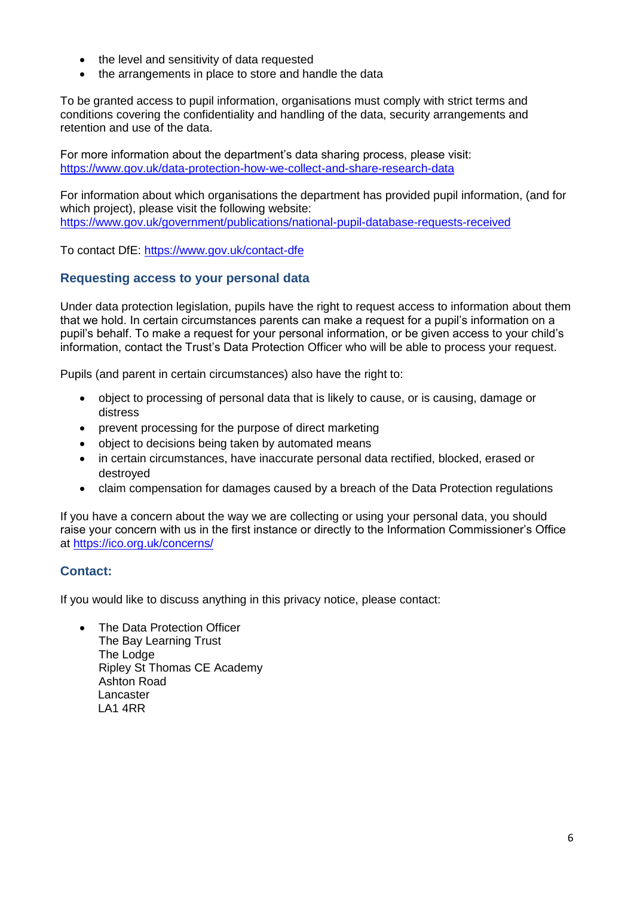- the level and sensitivity of data requested
- the arrangements in place to store and handle the data

To be granted access to pupil information, organisations must comply with strict terms and conditions covering the confidentiality and handling of the data, security arrangements and retention and use of the data.

For more information about the department's data sharing process, please visit: [https://www.gov.uk/data-protection-how-we-collect-and-share-research-data](https://www.gov.uk/data-protection-how-we-collect-and-share-research-data)

For information about which organisations the department has provided pupil information, (and for which project), please visit the following website: [https://www.gov.uk/government/publications/national-pupil-database-requests-received](https://www.gov.uk/government/publications/national-pupil-database-requests-received)

To contact DfE: [https://www.gov.uk/contact-dfe](https://www.gov.uk/contact-dfe)

### Requesting access to your personal data

Under data protection legislation, pupils have the right to request access to information about them that we hold. In certain circumstances parents can make a request for a pupil's information on a pupil's behalf. To make a request for your personal information, or be given access to your child's information, contact the Trust's Data Protection Officer who will be able to process your request.

Pupils (and parent in certain circumstances) also have the right to:

- object to processing of personal data that is likely to cause, or is causing, damage or distress
- prevent processing for the purpose of direct marketing
- object to decisions being taken by automated means
- in certain circumstances, have inaccurate personal data rectified, blocked, erased or destroyed
- claim compensation for damages caused by a breach of the Data Protection regulations

If you have a concern about the way we are collecting or using your personal data, you should raise your concern with us in the first instance or directly to the Information Commissioner's Office at [https://ico.org.uk/concerns/](https://ico.org.uk/concerns/)

### Contact:

If you would like to discuss anything in this privacy notice, please contact:

- The Data Protection Officer
  The Bay Learning Trust
  The Lodge
  Ripley St Thomas CE Academy
  Ashton Road
  Lancaster
  LA1 4RR